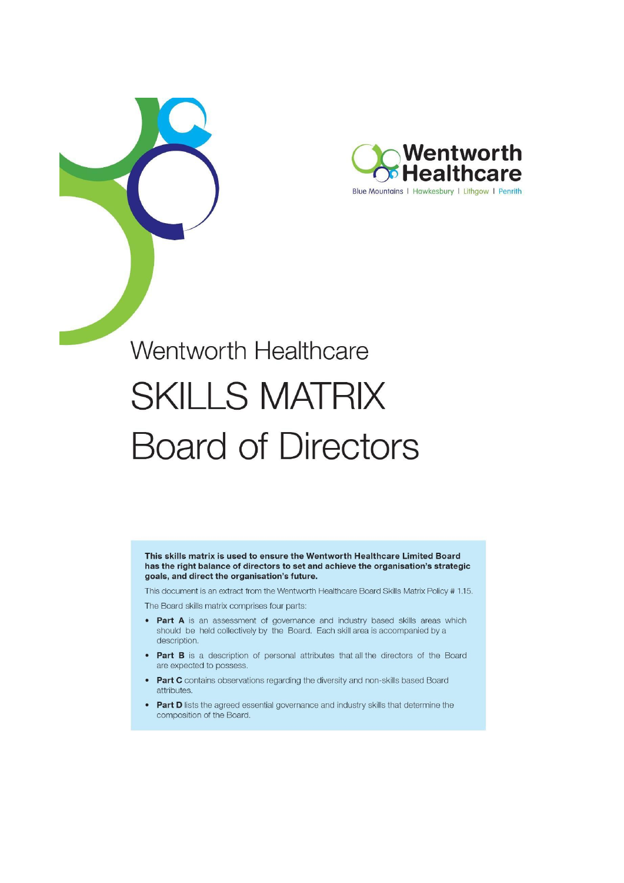Wentworth Healthcare

Blue Mountains | Hawkesbury | Lithgow | Penrith

# Wentworth Healthcare

# SKILLS MATRIX Board of Directors

**This skills matrix is used to ensure the Wentworth Healthcare Limited Board has the right balance of directors to set and achieve the organisation's strategic goals, and direct the organisation's future.**

This document is an extract from the Wentworth Healthcare Board Skills Matrix Policy # 1.15.

The Board skills matrix comprises four parts:

- **Part A** is an assessment of governance and industry based skills areas which should be held collectively by the Board. Each skill area is accompanied by a description.
- **Part B** is a description of personal attributes that all the directors of the Board are expected to possess.
- **Part C** contains observations regarding the diversity and non-skills based Board attributes.
- **Part D** lists the agreed essential governance and industry skills that determine the composition of the Board.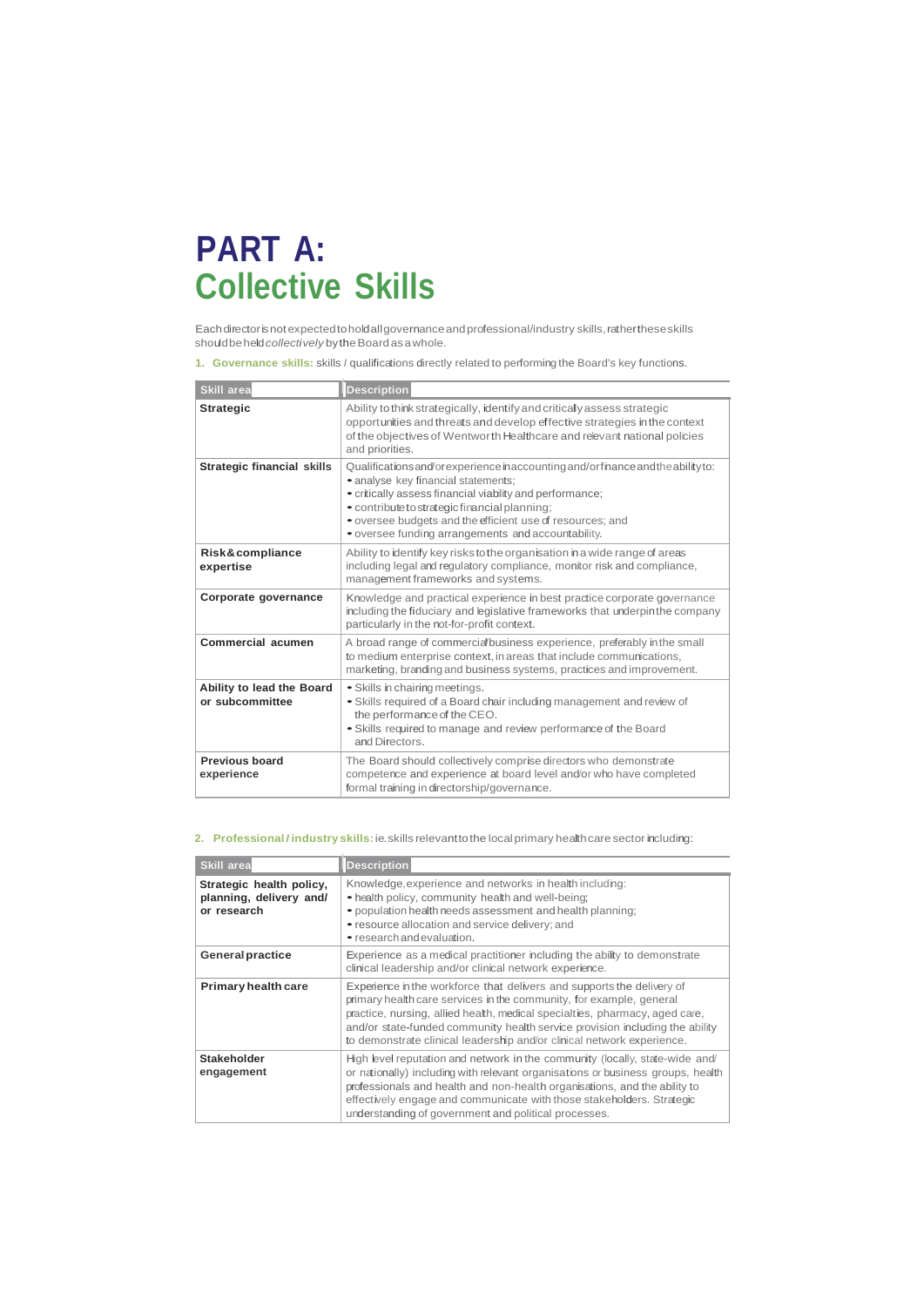# PART A:
# Collective Skills

Each director is not expected to hold all governance and professional/industry skills, rather these skills should be held *collectively* by the Board as a whole.

**1. Governance skills:** skills / qualifications directly related to performing the Board's key functions.

| Skill area | Description |
|---|---|
| **Strategic** | Ability to think strategically, identify and critically assess strategic opportunities and threats and develop effective strategies in the context of the objectives of Wentworth Healthcare and relevant national policies and priorities. |
| **Strategic financial skills** | Qualifications and/or experience in accounting and/or finance and the ability to:<br>• analyse key financial statements;<br>• critically assess financial viability and performance;<br>• contribute to strategic financial planning;<br>• oversee budgets and the efficient use of resources; and<br>• oversee funding arrangements and accountability. |
| **Risk & compliance expertise** | Ability to identify key risks to the organisation in a wide range of areas including legal and regulatory compliance, monitor risk and compliance, management frameworks and systems. |
| **Corporate governance** | Knowledge and practical experience in best practice corporate governance including the fiduciary and legislative frameworks that underpin the company particularly in the not-for-profit context. |
| **Commercial acumen** | A broad range of commercial/business experience, preferably in the small to medium enterprise context, in areas that include communications, marketing, branding and business systems, practices and improvement. |
| **Ability to lead the Board or subcommittee** | • Skills in chairing meetings.<br>• Skills required of a Board chair including management and review of the performance of the CEO.<br>• Skills required to manage and review performance of the Board and Directors. |
| **Previous board experience** | The Board should collectively comprise directors who demonstrate competence and experience at board level and/or who have completed formal training in directorship/governance. |

**2. Professional / industry skills:** ie. skills relevant to the local primary health care sector including:

| Skill area | Description |
|---|---|
| **Strategic health policy, planning, delivery and/ or research** | Knowledge, experience and networks in health including:<br>• health policy, community health and well-being;<br>• population health needs assessment and health planning;<br>• resource allocation and service delivery; and<br>• research and evaluation. |
| **General practice** | Experience as a medical practitioner including the ability to demonstrate clinical leadership and/or clinical network experience. |
| **Primary health care** | Experience in the workforce that delivers and supports the delivery of primary health care services in the community, for example, general practice, nursing, allied health, medical specialties, pharmacy, aged care, and/or state-funded community health service provision including the ability to demonstrate clinical leadership and/or clinical network experience. |
| **Stakeholder engagement** | High level reputation and network in the community (locally, state-wide and/ or nationally) including with relevant organisations or business groups, health professionals and health and non-health organisations, and the ability to effectively engage and communicate with those stakeholders. Strategic understanding of government and political processes. |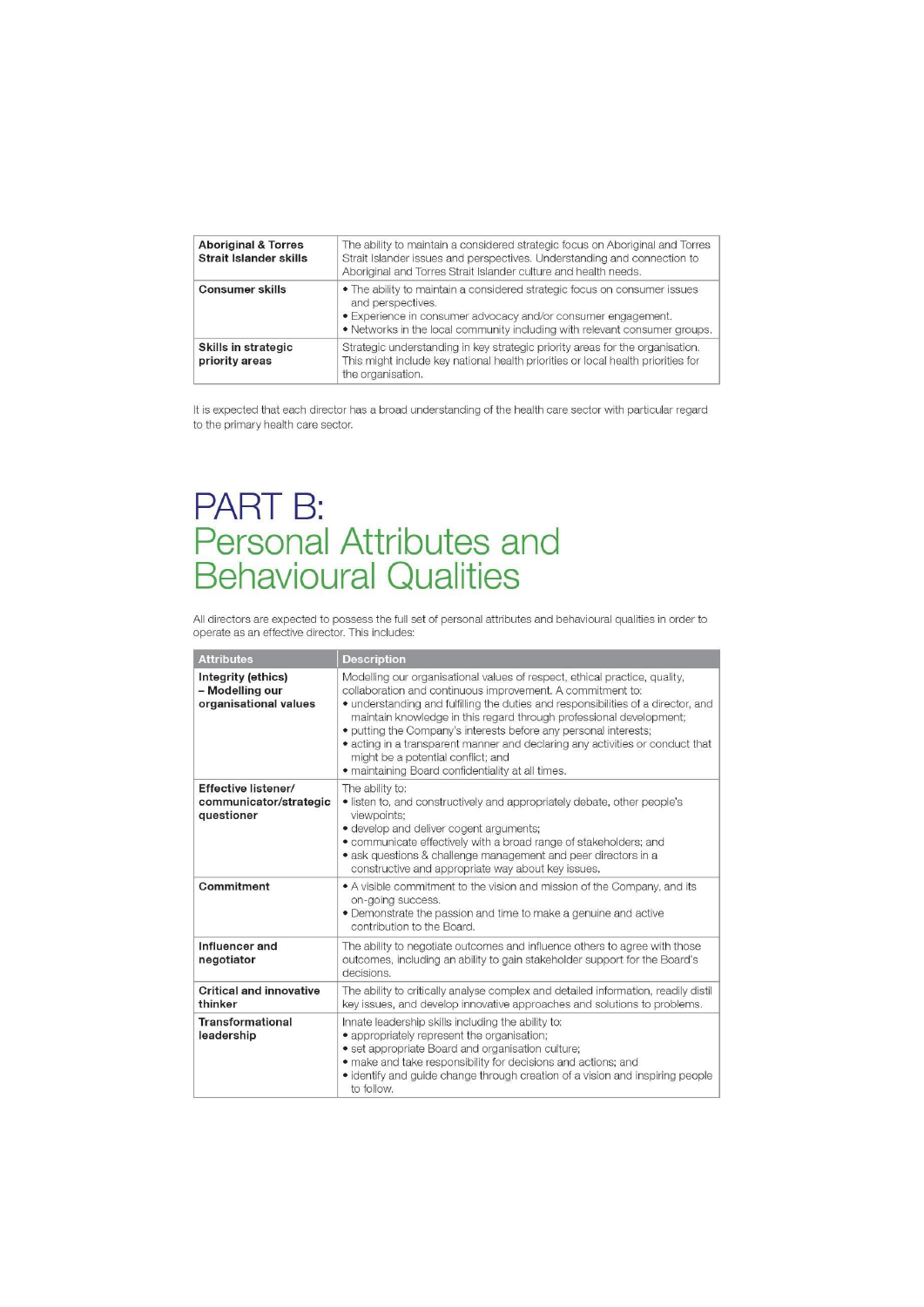| | |
|---|---|
| **Aboriginal & Torres Strait Islander skills** | The ability to maintain a considered strategic focus on Aboriginal and Torres Strait Islander issues and perspectives. Understanding and connection to Aboriginal and Torres Strait Islander culture and health needs. |
| **Consumer skills** | • The ability to maintain a considered strategic focus on consumer issues and perspectives.<br>• Experience in consumer advocacy and/or consumer engagement.<br>• Networks in the local community including with relevant consumer groups. |
| **Skills in strategic priority areas** | Strategic understanding in key strategic priority areas for the organisation. This might include key national health priorities or local health priorities for the organisation. |

It is expected that each director has a broad understanding of the health care sector with particular regard to the primary health care sector.

# PART B:
# Personal Attributes and Behavioural Qualities

All directors are expected to possess the full set of personal attributes and behavioural qualities in order to operate as an effective director. This includes:

| Attributes | Description |
|---|---|
| **Integrity (ethics) – Modelling our organisational values** | Modelling our organisational values of respect, ethical practice, quality, collaboration and continuous improvement. A commitment to:<br>• understanding and fulfilling the duties and responsibilities of a director, and maintain knowledge in this regard through professional development;<br>• putting the Company's interests before any personal interests;<br>• acting in a transparent manner and declaring any activities or conduct that might be a potential conflict; and<br>• maintaining Board confidentiality at all times. |
| **Effective listener/ communicator/strategic questioner** | The ability to:<br>• listen to, and constructively and appropriately debate, other people's viewpoints;<br>• develop and deliver cogent arguments;<br>• communicate effectively with a broad range of stakeholders; and<br>• ask questions & challenge management and peer directors in a constructive and appropriate way about key issues. |
| **Commitment** | • A visible commitment to the vision and mission of the Company, and its on-going success.<br>• Demonstrate the passion and time to make a genuine and active contribution to the Board. |
| **Influencer and negotiator** | The ability to negotiate outcomes and influence others to agree with those outcomes, including an ability to gain stakeholder support for the Board's decisions. |
| **Critical and innovative thinker** | The ability to critically analyse complex and detailed information, readily distil key issues, and develop innovative approaches and solutions to problems. |
| **Transformational leadership** | Innate leadership skills including the ability to:<br>• appropriately represent the organisation;<br>• set appropriate Board and organisation culture;<br>• make and take responsibility for decisions and actions; and<br>• identify and guide change through creation of a vision and inspiring people to follow. |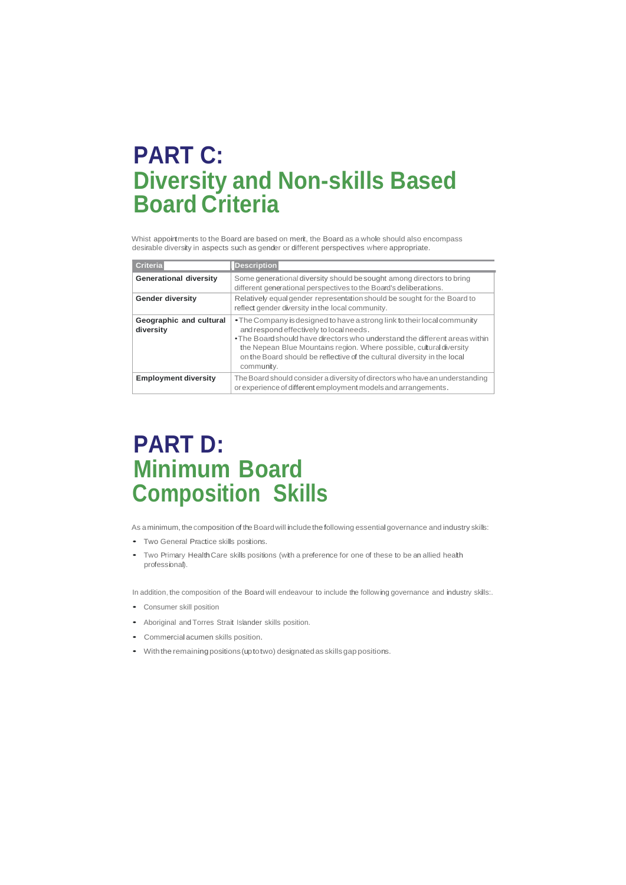# PART C:
# Diversity and Non-skills Based Board Criteria

Whist appointments to the Board are based on merit, the Board as a whole should also encompass desirable diversity in aspects such as gender or different perspectives where appropriate.

| Criteria | Description |
|---|---|
| **Generational diversity** | Some generational diversity should be sought among directors to bring different generational perspectives to the Board's deliberations. |
| **Gender diversity** | Relatively equal gender representation should be sought for the Board to reflect gender diversity in the local community. |
| **Geographic and cultural diversity** | • The Company is designed to have a strong link to their local community and respond effectively to local needs.<br>• The Board should have directors who understand the different areas within the Nepean Blue Mountains region. Where possible, cultural diversity on the Board should be reflective of the cultural diversity in the local community. |
| **Employment diversity** | The Board should consider a diversity of directors who have an understanding or experience of different employment models and arrangements. |

# PART D:
# Minimum Board Composition Skills

As a minimum, the composition of the Board will include the following essential governance and industry skills:

- Two General Practice skills positions.
- Two Primary Health Care skills positions (with a preference for one of these to be an allied health professional).

In addition, the composition of the Board will endeavour to include the following governance and industry skills:.

- Consumer skill position
- Aboriginal and Torres Strait Islander skills position.
- Commercial acumen skills position.
- With the remaining positions (up to two) designated as skills gap positions.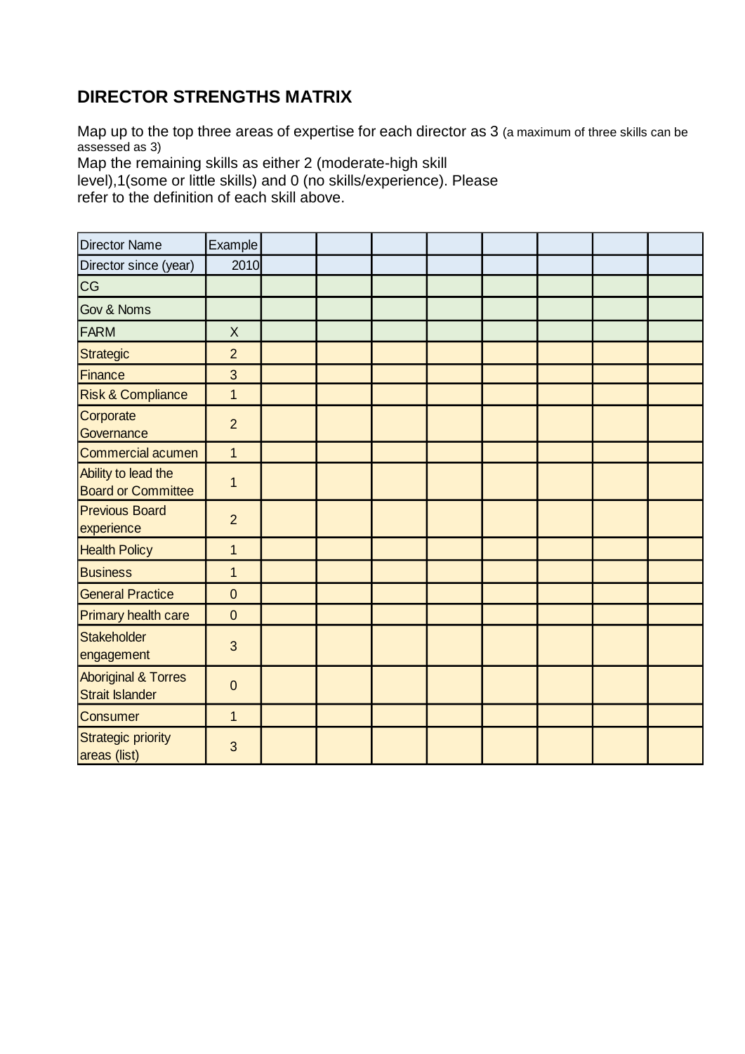## DIRECTOR STRENGTHS MATRIX

Map up to the top three areas of expertise for each director as 3 (a maximum of three skills can be assessed as 3)
Map the remaining skills as either 2 (moderate-high skill level),1(some or little skills) and 0 (no skills/experience). Please refer to the definition of each skill above.

| Director Name | Example | | | | | | | |
|---|---|---|---|---|---|---|---|---|
| Director since (year) | 2010 | | | | | | | |
| CG | | | | | | | | |
| Gov & Noms | | | | | | | | |
| FARM | X | | | | | | | |
| Strategic | 2 | | | | | | | |
| Finance | 3 | | | | | | | |
| Risk & Compliance | 1 | | | | | | | |
| Corporate Governance | 2 | | | | | | | |
| Commercial acumen | 1 | | | | | | | |
| Ability to lead the Board or Committee | 1 | | | | | | | |
| Previous Board experience | 2 | | | | | | | |
| Health Policy | 1 | | | | | | | |
| Business | 1 | | | | | | | |
| General Practice | 0 | | | | | | | |
| Primary health care | 0 | | | | | | | |
| Stakeholder engagement | 3 | | | | | | | |
| Aboriginal & Torres Strait Islander | 0 | | | | | | | |
| Consumer | 1 | | | | | | | |
| Strategic priority areas (list) | 3 | | | | | | | |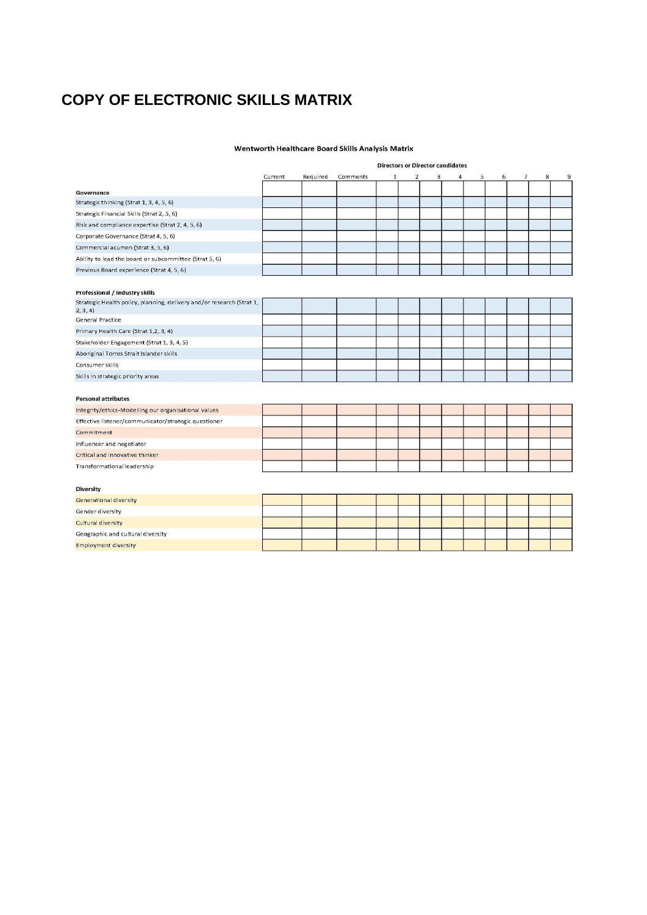# COPY OF ELECTRONIC SKILLS MATRIX

**Wentworth Healthcare Board Skills Analysis Matrix**

| | Current | Required | Comments | Directors or Director candidates | | | | | | | | |
|---|---|---|---|---|---|---|---|---|---|---|---|---|
| | | | | 1 | 2 | 3 | 4 | 5 | 6 | 7 | 8 | 9 |
| **Governance** | | | | | | | | | | | | |
| Strategic thinking (Strat 1, 3, 4, 5, 6) | | | | | | | | | | | | |
| Strategic Financial Skills (Strat 2, 5, 6) | | | | | | | | | | | | |
| Risk and compliance expertise (Strat 2, 4, 5, 6) | | | | | | | | | | | | |
| Corporate Governance (Strat 4, 5, 6) | | | | | | | | | | | | |
| Commercial acumen (Strat 3, 5, 6) | | | | | | | | | | | | |
| Ability to lead the board or subcommittee (Strat 5, 6) | | | | | | | | | | | | |
| Previous Board experience (Strat 4, 5, 6) | | | | | | | | | | | | |
| **Professional / Industry skills** | | | | | | | | | | | | |
| Strategic Health policy, planning, delivery and/or research (Strat 1, 2, 3, 4) | | | | | | | | | | | | |
| General Practice | | | | | | | | | | | | |
| Primary Health Care (Strat 1,2, 3, 4) | | | | | | | | | | | | |
| Stakeholder Engagement (Strat 1, 3, 4, 5) | | | | | | | | | | | | |
| Aboriginal Torres Strait Islander skills | | | | | | | | | | | | |
| Consumer skills | | | | | | | | | | | | |
| Skills in strategic priority areas | | | | | | | | | | | | |
| **Personal attributes** | | | | | | | | | | | | |
| Integrity/ethics-Modelling our organisational values | | | | | | | | | | | | |
| Effective listener/communicator/strategic questioner | | | | | | | | | | | | |
| Commitment | | | | | | | | | | | | |
| Influencer and negotiator | | | | | | | | | | | | |
| Critical and innovative thinker | | | | | | | | | | | | |
| Transformational leadership | | | | | | | | | | | | |
| **Diversity** | | | | | | | | | | | | |
| Generational diversity | | | | | | | | | | | | |
| Gender diversity | | | | | | | | | | | | |
| Cultural diversity | | | | | | | | | | | | |
| Geographic and cultural diversity | | | | | | | | | | | | |
| Employment diversity | | | | | | | | | | | | |